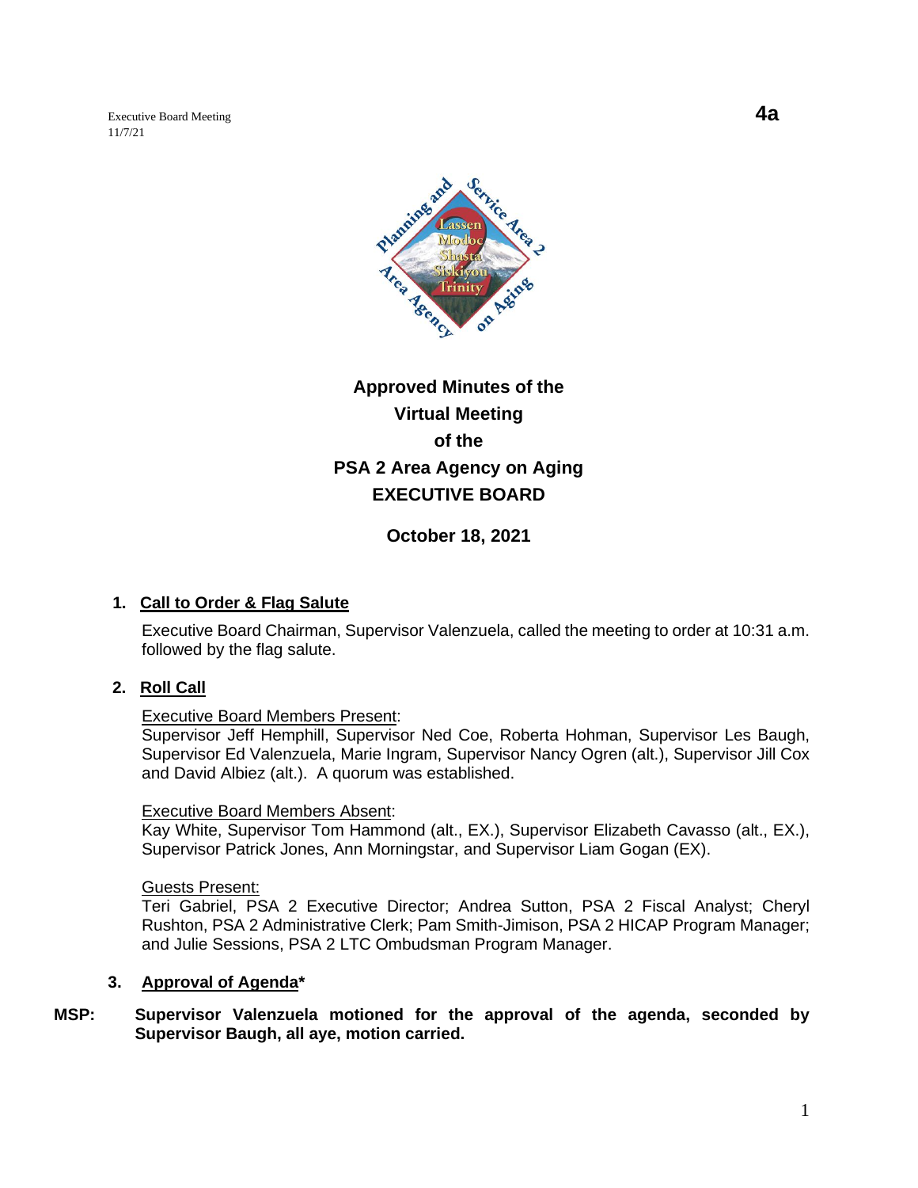Executive Board Meeting
11/7/21

**4a**

# Approved Minutes of the Virtual Meeting of the PSA 2 Area Agency on Aging EXECUTIVE BOARD

**October 18, 2021**

1. **Call to Order & Flag Salute**

   Executive Board Chairman, Supervisor Valenzuela, called the meeting to order at 10:31 a.m. followed by the flag salute.

2. **Roll Call**

   Executive Board Members Present:
   Supervisor Jeff Hemphill, Supervisor Ned Coe, Roberta Hohman, Supervisor Les Baugh, Supervisor Ed Valenzuela, Marie Ingram, Supervisor Nancy Ogren (alt.), Supervisor Jill Cox and David Albiez (alt.). A quorum was established.

   Executive Board Members Absent:
   Kay White, Supervisor Tom Hammond (alt., EX.), Supervisor Elizabeth Cavasso (alt., EX.), Supervisor Patrick Jones, Ann Morningstar, and Supervisor Liam Gogan (EX).

   Guests Present:
   Teri Gabriel, PSA 2 Executive Director; Andrea Sutton, PSA 2 Fiscal Analyst; Cheryl Rushton, PSA 2 Administrative Clerk; Pam Smith-Jimison, PSA 2 HICAP Program Manager; and Julie Sessions, PSA 2 LTC Ombudsman Program Manager.

3. **Approval of Agenda***

**MSP: Supervisor Valenzuela motioned for the approval of the agenda, seconded by Supervisor Baugh, all aye, motion carried.**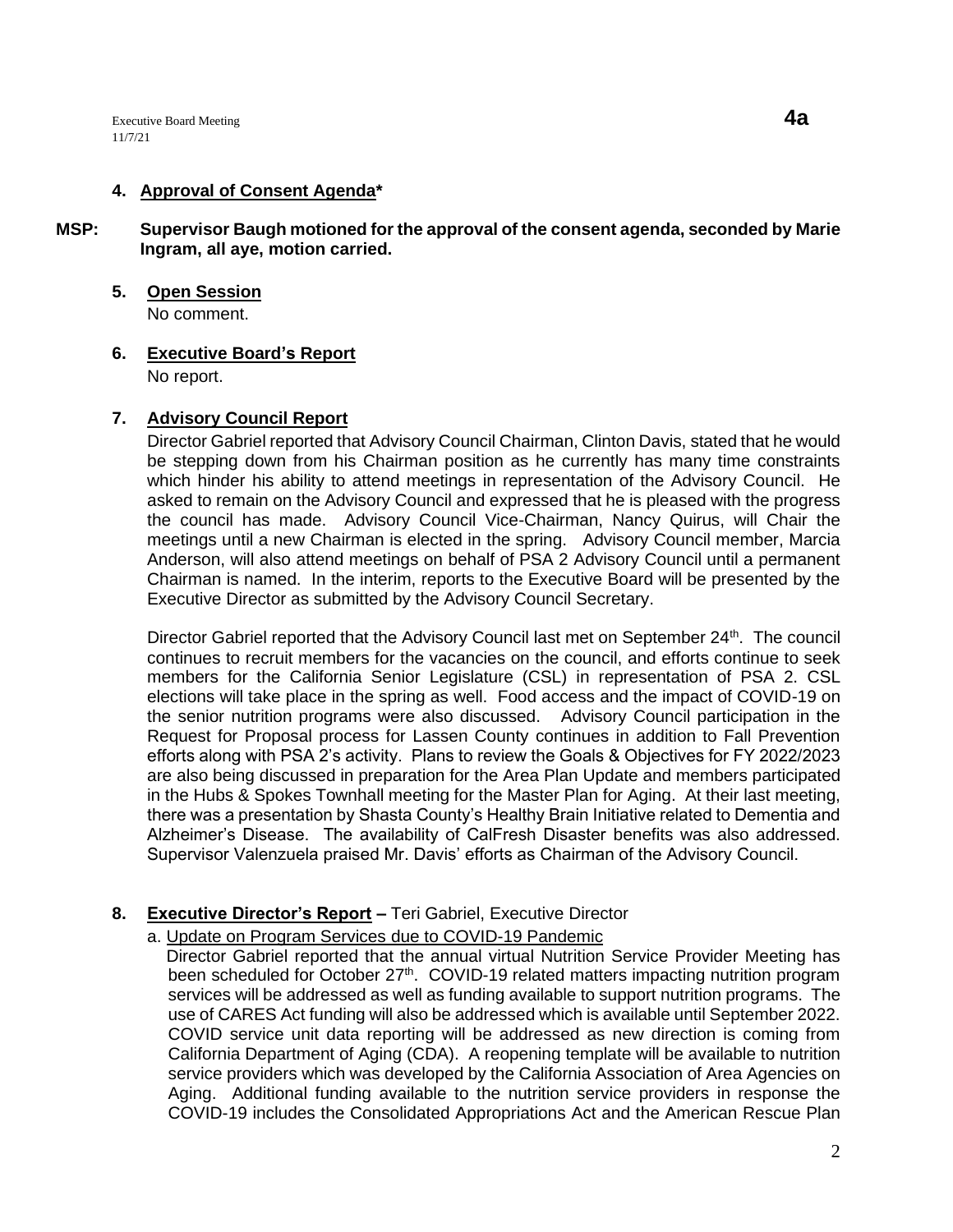**4. Approval of Consent Agenda***

**MSP: Supervisor Baugh motioned for the approval of the consent agenda, seconded by Marie Ingram, all aye, motion carried.**

**5. Open Session**

No comment.

**6. Executive Board's Report**

No report.

**7. Advisory Council Report**

Director Gabriel reported that Advisory Council Chairman, Clinton Davis, stated that he would be stepping down from his Chairman position as he currently has many time constraints which hinder his ability to attend meetings in representation of the Advisory Council. He asked to remain on the Advisory Council and expressed that he is pleased with the progress the council has made. Advisory Council Vice-Chairman, Nancy Quirus, will Chair the meetings until a new Chairman is elected in the spring. Advisory Council member, Marcia Anderson, will also attend meetings on behalf of PSA 2 Advisory Council until a permanent Chairman is named. In the interim, reports to the Executive Board will be presented by the Executive Director as submitted by the Advisory Council Secretary.

Director Gabriel reported that the Advisory Council last met on September 24th. The council continues to recruit members for the vacancies on the council, and efforts continue to seek members for the California Senior Legislature (CSL) in representation of PSA 2. CSL elections will take place in the spring as well. Food access and the impact of COVID-19 on the senior nutrition programs were also discussed. Advisory Council participation in the Request for Proposal process for Lassen County continues in addition to Fall Prevention efforts along with PSA 2's activity. Plans to review the Goals & Objectives for FY 2022/2023 are also being discussed in preparation for the Area Plan Update and members participated in the Hubs & Spokes Townhall meeting for the Master Plan for Aging. At their last meeting, there was a presentation by Shasta County's Healthy Brain Initiative related to Dementia and Alzheimer's Disease. The availability of CalFresh Disaster benefits was also addressed. Supervisor Valenzuela praised Mr. Davis' efforts as Chairman of the Advisory Council.

**8. Executive Director's Report –** Teri Gabriel, Executive Director

a. Update on Program Services due to COVID-19 Pandemic

Director Gabriel reported that the annual virtual Nutrition Service Provider Meeting has been scheduled for October 27th. COVID-19 related matters impacting nutrition program services will be addressed as well as funding available to support nutrition programs. The use of CARES Act funding will also be addressed which is available until September 2022. COVID service unit data reporting will be addressed as new direction is coming from California Department of Aging (CDA). A reopening template will be available to nutrition service providers which was developed by the California Association of Area Agencies on Aging. Additional funding available to the nutrition service providers in response the COVID-19 includes the Consolidated Appropriations Act and the American Rescue Plan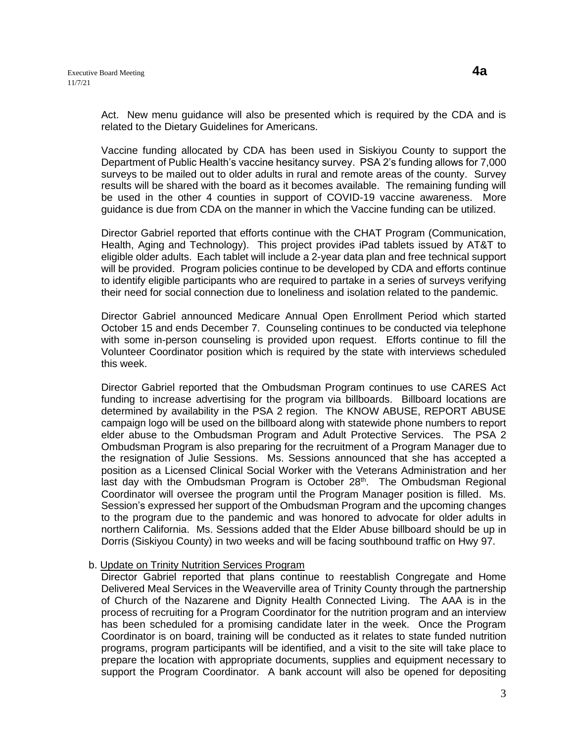Act. New menu guidance will also be presented which is required by the CDA and is related to the Dietary Guidelines for Americans.

Vaccine funding allocated by CDA has been used in Siskiyou County to support the Department of Public Health's vaccine hesitancy survey. PSA 2's funding allows for 7,000 surveys to be mailed out to older adults in rural and remote areas of the county. Survey results will be shared with the board as it becomes available. The remaining funding will be used in the other 4 counties in support of COVID-19 vaccine awareness. More guidance is due from CDA on the manner in which the Vaccine funding can be utilized.

Director Gabriel reported that efforts continue with the CHAT Program (Communication, Health, Aging and Technology). This project provides iPad tablets issued by AT&T to eligible older adults. Each tablet will include a 2-year data plan and free technical support will be provided. Program policies continue to be developed by CDA and efforts continue to identify eligible participants who are required to partake in a series of surveys verifying their need for social connection due to loneliness and isolation related to the pandemic.

Director Gabriel announced Medicare Annual Open Enrollment Period which started October 15 and ends December 7. Counseling continues to be conducted via telephone with some in-person counseling is provided upon request. Efforts continue to fill the Volunteer Coordinator position which is required by the state with interviews scheduled this week.

Director Gabriel reported that the Ombudsman Program continues to use CARES Act funding to increase advertising for the program via billboards. Billboard locations are determined by availability in the PSA 2 region. The KNOW ABUSE, REPORT ABUSE campaign logo will be used on the billboard along with statewide phone numbers to report elder abuse to the Ombudsman Program and Adult Protective Services. The PSA 2 Ombudsman Program is also preparing for the recruitment of a Program Manager due to the resignation of Julie Sessions. Ms. Sessions announced that she has accepted a position as a Licensed Clinical Social Worker with the Veterans Administration and her last day with the Ombudsman Program is October 28th. The Ombudsman Regional Coordinator will oversee the program until the Program Manager position is filled. Ms. Session's expressed her support of the Ombudsman Program and the upcoming changes to the program due to the pandemic and was honored to advocate for older adults in northern California. Ms. Sessions added that the Elder Abuse billboard should be up in Dorris (Siskiyou County) in two weeks and will be facing southbound traffic on Hwy 97.

b. Update on Trinity Nutrition Services Program

Director Gabriel reported that plans continue to reestablish Congregate and Home Delivered Meal Services in the Weaverville area of Trinity County through the partnership of Church of the Nazarene and Dignity Health Connected Living. The AAA is in the process of recruiting for a Program Coordinator for the nutrition program and an interview has been scheduled for a promising candidate later in the week. Once the Program Coordinator is on board, training will be conducted as it relates to state funded nutrition programs, program participants will be identified, and a visit to the site will take place to prepare the location with appropriate documents, supplies and equipment necessary to support the Program Coordinator. A bank account will also be opened for depositing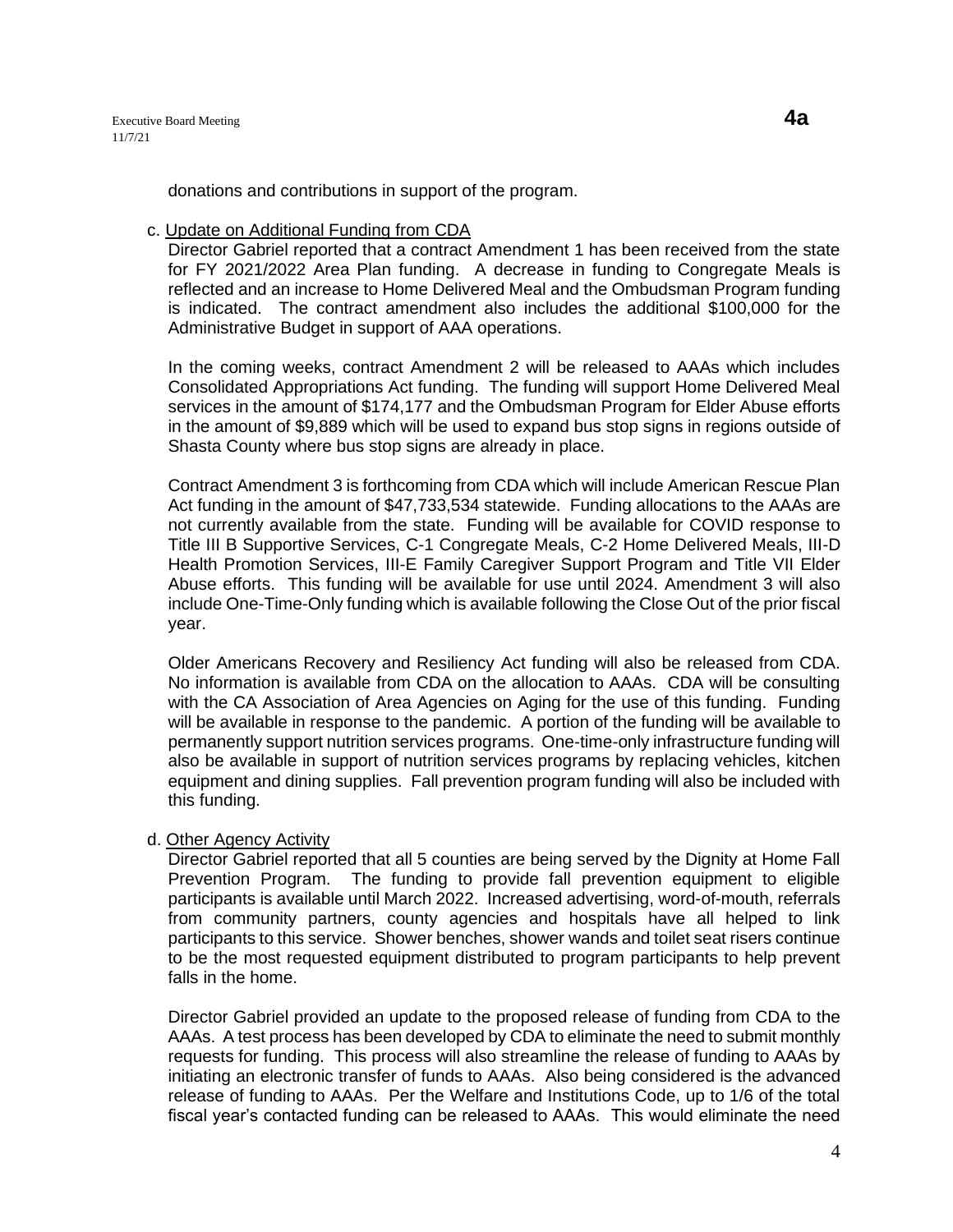donations and contributions in support of the program.

c. Update on Additional Funding from CDA

Director Gabriel reported that a contract Amendment 1 has been received from the state for FY 2021/2022 Area Plan funding. A decrease in funding to Congregate Meals is reflected and an increase to Home Delivered Meal and the Ombudsman Program funding is indicated. The contract amendment also includes the additional $100,000 for the Administrative Budget in support of AAA operations.

In the coming weeks, contract Amendment 2 will be released to AAAs which includes Consolidated Appropriations Act funding. The funding will support Home Delivered Meal services in the amount of $174,177 and the Ombudsman Program for Elder Abuse efforts in the amount of $9,889 which will be used to expand bus stop signs in regions outside of Shasta County where bus stop signs are already in place.

Contract Amendment 3 is forthcoming from CDA which will include American Rescue Plan Act funding in the amount of $47,733,534 statewide. Funding allocations to the AAAs are not currently available from the state. Funding will be available for COVID response to Title III B Supportive Services, C-1 Congregate Meals, C-2 Home Delivered Meals, III-D Health Promotion Services, III-E Family Caregiver Support Program and Title VII Elder Abuse efforts. This funding will be available for use until 2024. Amendment 3 will also include One-Time-Only funding which is available following the Close Out of the prior fiscal year.

Older Americans Recovery and Resiliency Act funding will also be released from CDA. No information is available from CDA on the allocation to AAAs. CDA will be consulting with the CA Association of Area Agencies on Aging for the use of this funding. Funding will be available in response to the pandemic. A portion of the funding will be available to permanently support nutrition services programs. One-time-only infrastructure funding will also be available in support of nutrition services programs by replacing vehicles, kitchen equipment and dining supplies. Fall prevention program funding will also be included with this funding.

d. Other Agency Activity

Director Gabriel reported that all 5 counties are being served by the Dignity at Home Fall Prevention Program. The funding to provide fall prevention equipment to eligible participants is available until March 2022. Increased advertising, word-of-mouth, referrals from community partners, county agencies and hospitals have all helped to link participants to this service. Shower benches, shower wands and toilet seat risers continue to be the most requested equipment distributed to program participants to help prevent falls in the home.

Director Gabriel provided an update to the proposed release of funding from CDA to the AAAs. A test process has been developed by CDA to eliminate the need to submit monthly requests for funding. This process will also streamline the release of funding to AAAs by initiating an electronic transfer of funds to AAAs. Also being considered is the advanced release of funding to AAAs. Per the Welfare and Institutions Code, up to 1/6 of the total fiscal year's contacted funding can be released to AAAs. This would eliminate the need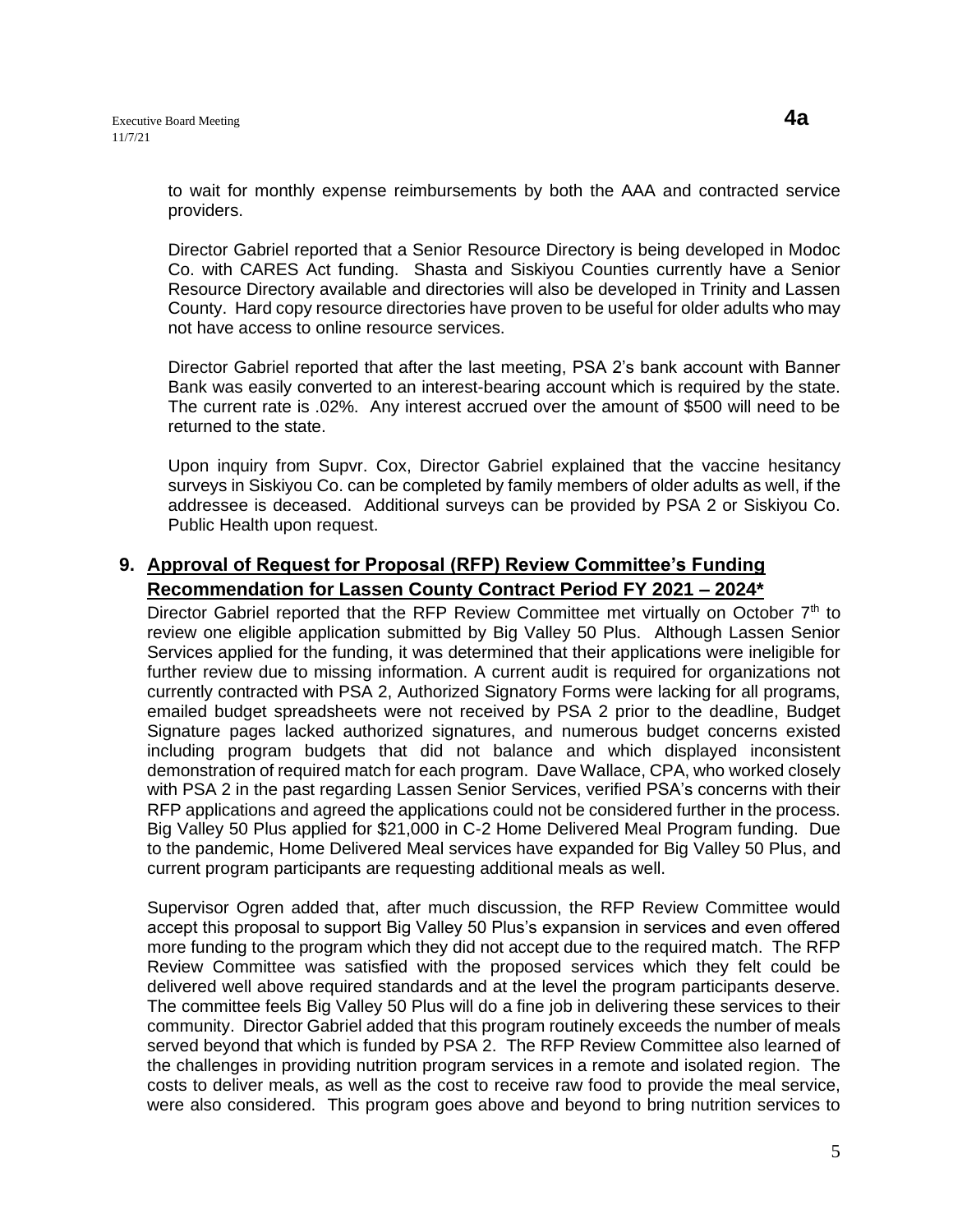to wait for monthly expense reimbursements by both the AAA and contracted service providers.

Director Gabriel reported that a Senior Resource Directory is being developed in Modoc Co. with CARES Act funding. Shasta and Siskiyou Counties currently have a Senior Resource Directory available and directories will also be developed in Trinity and Lassen County. Hard copy resource directories have proven to be useful for older adults who may not have access to online resource services.

Director Gabriel reported that after the last meeting, PSA 2's bank account with Banner Bank was easily converted to an interest-bearing account which is required by the state. The current rate is .02%. Any interest accrued over the amount of $500 will need to be returned to the state.

Upon inquiry from Supvr. Cox, Director Gabriel explained that the vaccine hesitancy surveys in Siskiyou Co. can be completed by family members of older adults as well, if the addressee is deceased. Additional surveys can be provided by PSA 2 or Siskiyou Co. Public Health upon request.

## 9. Approval of Request for Proposal (RFP) Review Committee's Funding Recommendation for Lassen County Contract Period FY 2021 – 2024*

Director Gabriel reported that the RFP Review Committee met virtually on October 7th to review one eligible application submitted by Big Valley 50 Plus. Although Lassen Senior Services applied for the funding, it was determined that their applications were ineligible for further review due to missing information. A current audit is required for organizations not currently contracted with PSA 2, Authorized Signatory Forms were lacking for all programs, emailed budget spreadsheets were not received by PSA 2 prior to the deadline, Budget Signature pages lacked authorized signatures, and numerous budget concerns existed including program budgets that did not balance and which displayed inconsistent demonstration of required match for each program. Dave Wallace, CPA, who worked closely with PSA 2 in the past regarding Lassen Senior Services, verified PSA's concerns with their RFP applications and agreed the applications could not be considered further in the process. Big Valley 50 Plus applied for $21,000 in C-2 Home Delivered Meal Program funding. Due to the pandemic, Home Delivered Meal services have expanded for Big Valley 50 Plus, and current program participants are requesting additional meals as well.

Supervisor Ogren added that, after much discussion, the RFP Review Committee would accept this proposal to support Big Valley 50 Plus's expansion in services and even offered more funding to the program which they did not accept due to the required match. The RFP Review Committee was satisfied with the proposed services which they felt could be delivered well above required standards and at the level the program participants deserve. The committee feels Big Valley 50 Plus will do a fine job in delivering these services to their community. Director Gabriel added that this program routinely exceeds the number of meals served beyond that which is funded by PSA 2. The RFP Review Committee also learned of the challenges in providing nutrition program services in a remote and isolated region. The costs to deliver meals, as well as the cost to receive raw food to provide the meal service, were also considered. This program goes above and beyond to bring nutrition services to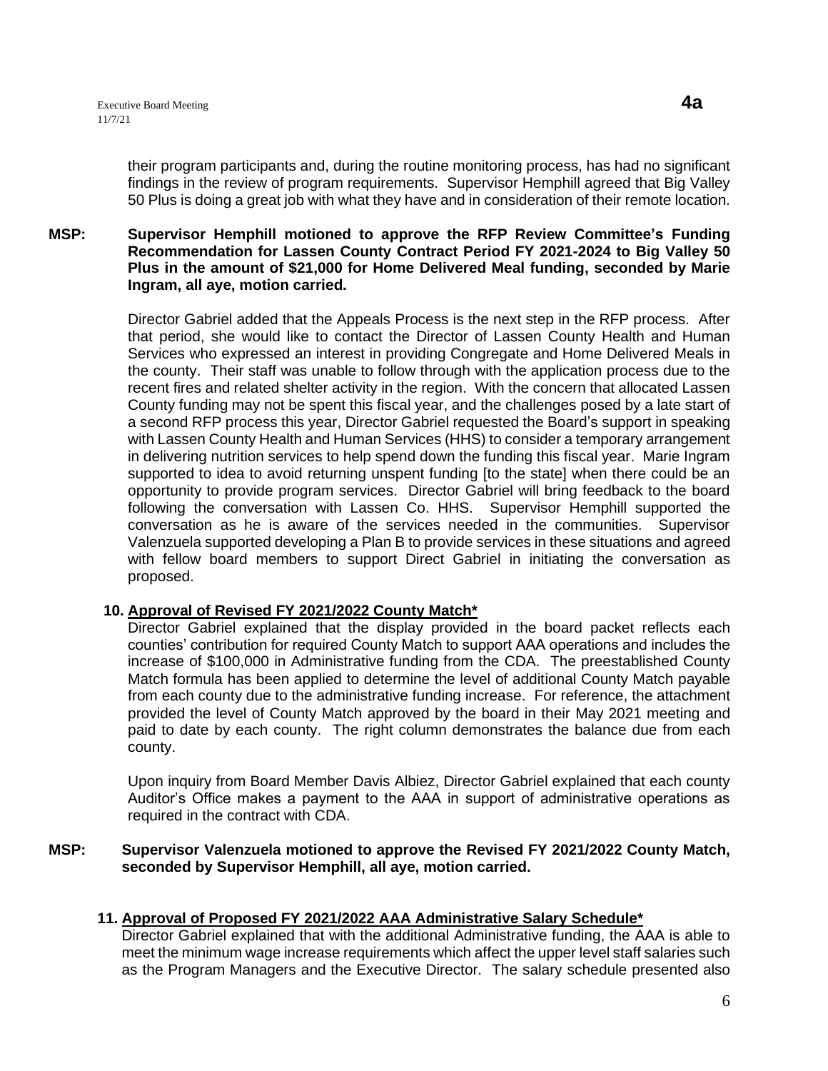their program participants and, during the routine monitoring process, has had no significant findings in the review of program requirements. Supervisor Hemphill agreed that Big Valley 50 Plus is doing a great job with what they have and in consideration of their remote location.

**MSP: Supervisor Hemphill motioned to approve the RFP Review Committee's Funding Recommendation for Lassen County Contract Period FY 2021-2024 to Big Valley 50 Plus in the amount of $21,000 for Home Delivered Meal funding, seconded by Marie Ingram, all aye, motion carried.**

Director Gabriel added that the Appeals Process is the next step in the RFP process. After that period, she would like to contact the Director of Lassen County Health and Human Services who expressed an interest in providing Congregate and Home Delivered Meals in the county. Their staff was unable to follow through with the application process due to the recent fires and related shelter activity in the region. With the concern that allocated Lassen County funding may not be spent this fiscal year, and the challenges posed by a late start of a second RFP process this year, Director Gabriel requested the Board's support in speaking with Lassen County Health and Human Services (HHS) to consider a temporary arrangement in delivering nutrition services to help spend down the funding this fiscal year. Marie Ingram supported to idea to avoid returning unspent funding [to the state] when there could be an opportunity to provide program services. Director Gabriel will bring feedback to the board following the conversation with Lassen Co. HHS. Supervisor Hemphill supported the conversation as he is aware of the services needed in the communities. Supervisor Valenzuela supported developing a Plan B to provide services in these situations and agreed with fellow board members to support Direct Gabriel in initiating the conversation as proposed.

**10. Approval of Revised FY 2021/2022 County Match***

Director Gabriel explained that the display provided in the board packet reflects each counties' contribution for required County Match to support AAA operations and includes the increase of $100,000 in Administrative funding from the CDA. The preestablished County Match formula has been applied to determine the level of additional County Match payable from each county due to the administrative funding increase. For reference, the attachment provided the level of County Match approved by the board in their May 2021 meeting and paid to date by each county. The right column demonstrates the balance due from each county.

Upon inquiry from Board Member Davis Albiez, Director Gabriel explained that each county Auditor's Office makes a payment to the AAA in support of administrative operations as required in the contract with CDA.

**MSP: Supervisor Valenzuela motioned to approve the Revised FY 2021/2022 County Match, seconded by Supervisor Hemphill, all aye, motion carried.**

**11. Approval of Proposed FY 2021/2022 AAA Administrative Salary Schedule***

Director Gabriel explained that with the additional Administrative funding, the AAA is able to meet the minimum wage increase requirements which affect the upper level staff salaries such as the Program Managers and the Executive Director. The salary schedule presented also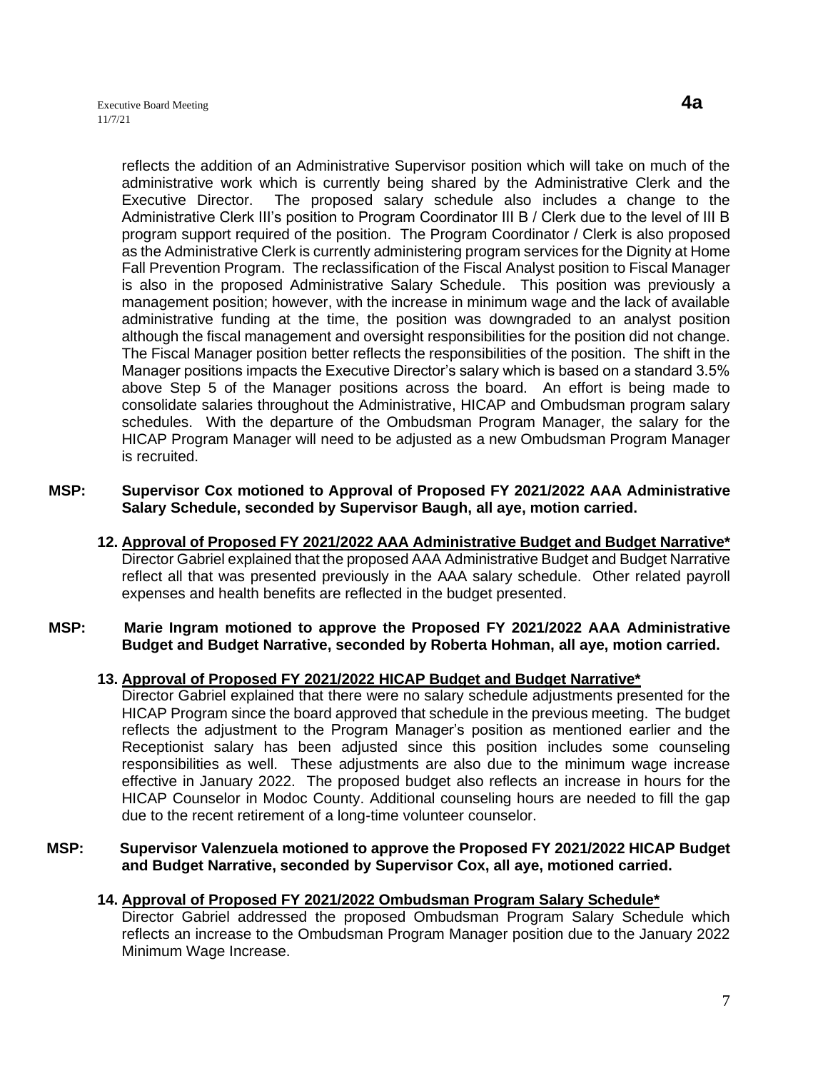reflects the addition of an Administrative Supervisor position which will take on much of the administrative work which is currently being shared by the Administrative Clerk and the Executive Director. The proposed salary schedule also includes a change to the Administrative Clerk III's position to Program Coordinator III B / Clerk due to the level of III B program support required of the position. The Program Coordinator / Clerk is also proposed as the Administrative Clerk is currently administering program services for the Dignity at Home Fall Prevention Program. The reclassification of the Fiscal Analyst position to Fiscal Manager is also in the proposed Administrative Salary Schedule. This position was previously a management position; however, with the increase in minimum wage and the lack of available administrative funding at the time, the position was downgraded to an analyst position although the fiscal management and oversight responsibilities for the position did not change. The Fiscal Manager position better reflects the responsibilities of the position. The shift in the Manager positions impacts the Executive Director's salary which is based on a standard 3.5% above Step 5 of the Manager positions across the board. An effort is being made to consolidate salaries throughout the Administrative, HICAP and Ombudsman program salary schedules. With the departure of the Ombudsman Program Manager, the salary for the HICAP Program Manager will need to be adjusted as a new Ombudsman Program Manager is recruited.

**MSP: Supervisor Cox motioned to Approval of Proposed FY 2021/2022 AAA Administrative Salary Schedule, seconded by Supervisor Baugh, all aye, motion carried.**

**12. Approval of Proposed FY 2021/2022 AAA Administrative Budget and Budget Narrative***

Director Gabriel explained that the proposed AAA Administrative Budget and Budget Narrative reflect all that was presented previously in the AAA salary schedule. Other related payroll expenses and health benefits are reflected in the budget presented.

**MSP: Marie Ingram motioned to approve the Proposed FY 2021/2022 AAA Administrative Budget and Budget Narrative, seconded by Roberta Hohman, all aye, motion carried.**

**13. Approval of Proposed FY 2021/2022 HICAP Budget and Budget Narrative***

Director Gabriel explained that there were no salary schedule adjustments presented for the HICAP Program since the board approved that schedule in the previous meeting. The budget reflects the adjustment to the Program Manager's position as mentioned earlier and the Receptionist salary has been adjusted since this position includes some counseling responsibilities as well. These adjustments are also due to the minimum wage increase effective in January 2022. The proposed budget also reflects an increase in hours for the HICAP Counselor in Modoc County. Additional counseling hours are needed to fill the gap due to the recent retirement of a long-time volunteer counselor.

**MSP: Supervisor Valenzuela motioned to approve the Proposed FY 2021/2022 HICAP Budget and Budget Narrative, seconded by Supervisor Cox, all aye, motioned carried.**

**14. Approval of Proposed FY 2021/2022 Ombudsman Program Salary Schedule***

Director Gabriel addressed the proposed Ombudsman Program Salary Schedule which reflects an increase to the Ombudsman Program Manager position due to the January 2022 Minimum Wage Increase.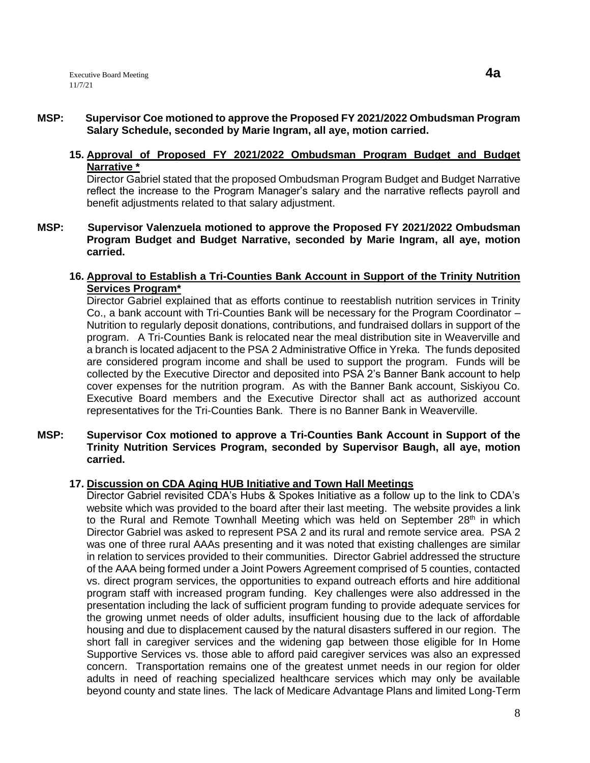**MSP: Supervisor Coe motioned to approve the Proposed FY 2021/2022 Ombudsman Program Salary Schedule, seconded by Marie Ingram, all aye, motion carried.**

**15. Approval of Proposed FY 2021/2022 Ombudsman Program Budget and Budget Narrative ***

Director Gabriel stated that the proposed Ombudsman Program Budget and Budget Narrative reflect the increase to the Program Manager's salary and the narrative reflects payroll and benefit adjustments related to that salary adjustment.

**MSP: Supervisor Valenzuela motioned to approve the Proposed FY 2021/2022 Ombudsman Program Budget and Budget Narrative, seconded by Marie Ingram, all aye, motion carried.**

**16. Approval to Establish a Tri-Counties Bank Account in Support of the Trinity Nutrition Services Program***

Director Gabriel explained that as efforts continue to reestablish nutrition services in Trinity Co., a bank account with Tri-Counties Bank will be necessary for the Program Coordinator – Nutrition to regularly deposit donations, contributions, and fundraised dollars in support of the program. A Tri-Counties Bank is relocated near the meal distribution site in Weaverville and a branch is located adjacent to the PSA 2 Administrative Office in Yreka. The funds deposited are considered program income and shall be used to support the program. Funds will be collected by the Executive Director and deposited into PSA 2's Banner Bank account to help cover expenses for the nutrition program. As with the Banner Bank account, Siskiyou Co. Executive Board members and the Executive Director shall act as authorized account representatives for the Tri-Counties Bank. There is no Banner Bank in Weaverville.

**MSP: Supervisor Cox motioned to approve a Tri-Counties Bank Account in Support of the Trinity Nutrition Services Program, seconded by Supervisor Baugh, all aye, motion carried.**

**17. Discussion on CDA Aging HUB Initiative and Town Hall Meetings**

Director Gabriel revisited CDA's Hubs & Spokes Initiative as a follow up to the link to CDA's website which was provided to the board after their last meeting. The website provides a link to the Rural and Remote Townhall Meeting which was held on September 28th in which Director Gabriel was asked to represent PSA 2 and its rural and remote service area. PSA 2 was one of three rural AAAs presenting and it was noted that existing challenges are similar in relation to services provided to their communities. Director Gabriel addressed the structure of the AAA being formed under a Joint Powers Agreement comprised of 5 counties, contacted vs. direct program services, the opportunities to expand outreach efforts and hire additional program staff with increased program funding. Key challenges were also addressed in the presentation including the lack of sufficient program funding to provide adequate services for the growing unmet needs of older adults, insufficient housing due to the lack of affordable housing and due to displacement caused by the natural disasters suffered in our region. The short fall in caregiver services and the widening gap between those eligible for In Home Supportive Services vs. those able to afford paid caregiver services was also an expressed concern. Transportation remains one of the greatest unmet needs in our region for older adults in need of reaching specialized healthcare services which may only be available beyond county and state lines. The lack of Medicare Advantage Plans and limited Long-Term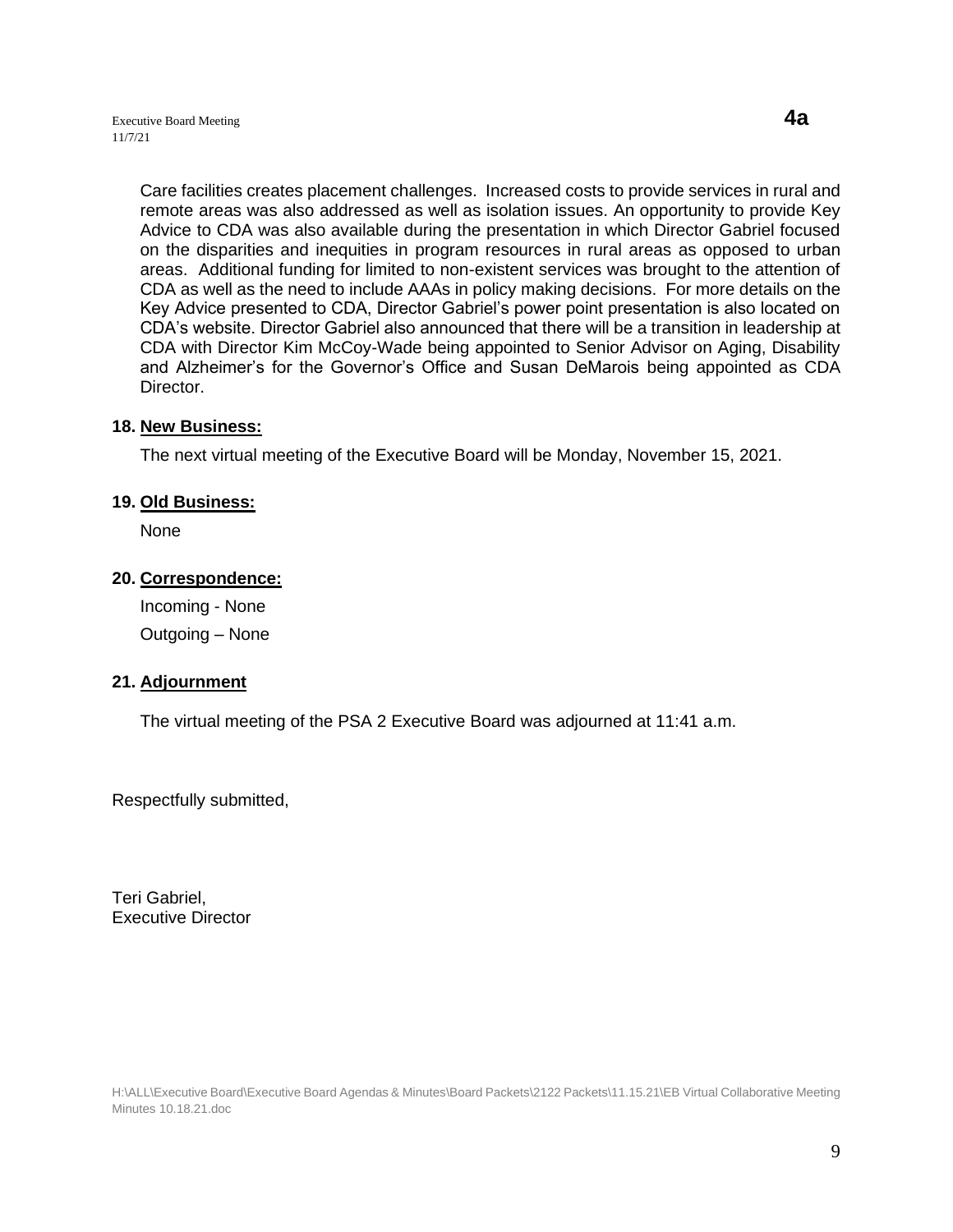Care facilities creates placement challenges. Increased costs to provide services in rural and remote areas was also addressed as well as isolation issues. An opportunity to provide Key Advice to CDA was also available during the presentation in which Director Gabriel focused on the disparities and inequities in program resources in rural areas as opposed to urban areas. Additional funding for limited to non-existent services was brought to the attention of CDA as well as the need to include AAAs in policy making decisions. For more details on the Key Advice presented to CDA, Director Gabriel's power point presentation is also located on CDA's website. Director Gabriel also announced that there will be a transition in leadership at CDA with Director Kim McCoy-Wade being appointed to Senior Advisor on Aging, Disability and Alzheimer's for the Governor's Office and Susan DeMarois being appointed as CDA Director.

**18. New Business:**

The next virtual meeting of the Executive Board will be Monday, November 15, 2021.

**19. Old Business:**

None

**20. Correspondence:**

Incoming - None

Outgoing – None

**21. Adjournment**

The virtual meeting of the PSA 2 Executive Board was adjourned at 11:41 a.m.

Respectfully submitted,

Teri Gabriel,
Executive Director

H:\ALL\Executive Board\Executive Board Agendas & Minutes\Board Packets\2122 Packets\11.15.21\EB Virtual Collaborative Meeting Minutes 10.18.21.doc